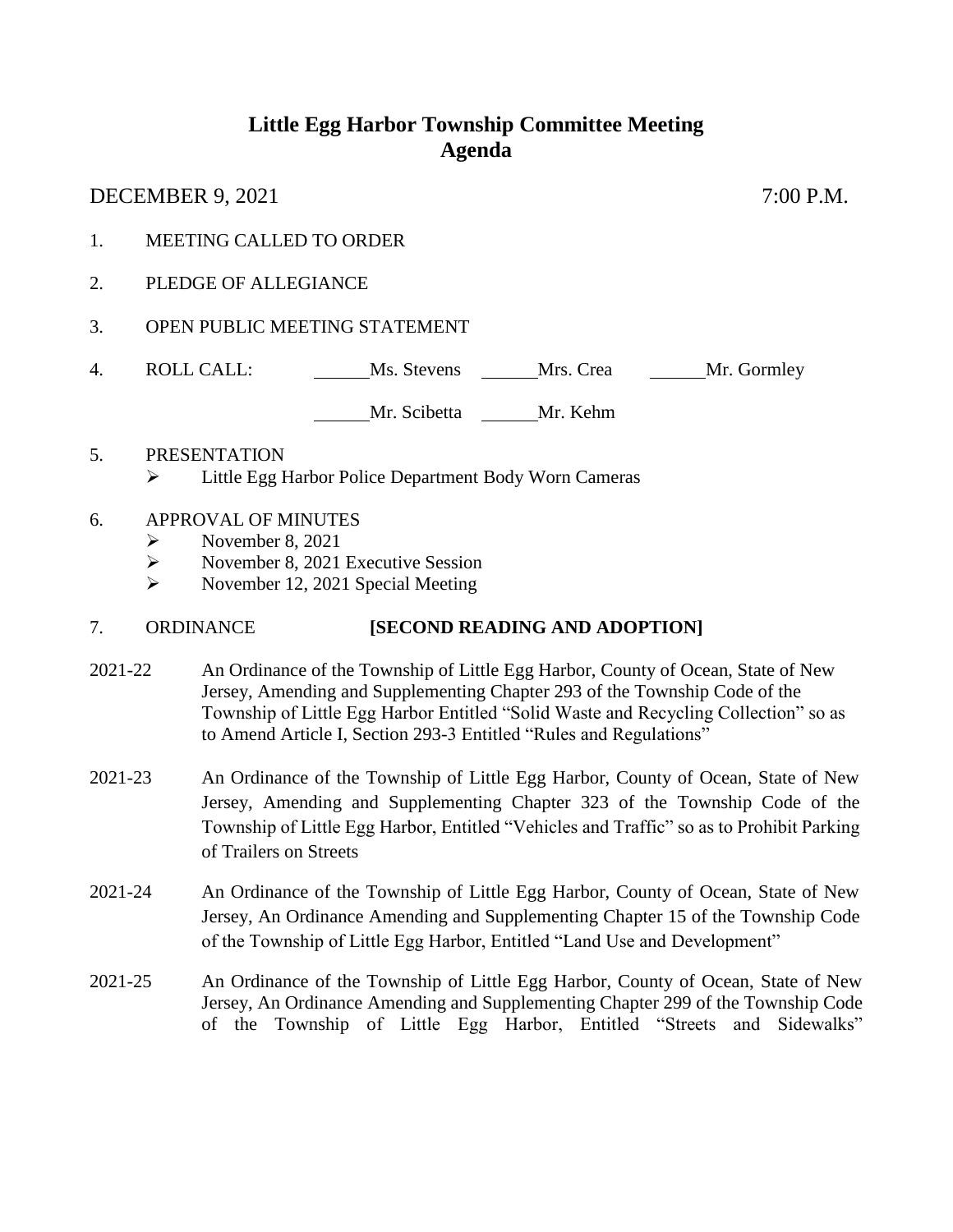# Little Egg Harbor Township Committee Meeting
## Agenda

DECEMBER 9, 2021 7:00 P.M.

1. MEETING CALLED TO ORDER

2. PLEDGE OF ALLEGIANCE

3. OPEN PUBLIC MEETING STATEMENT

4. ROLL CALL: \_\_\_\_\_\_Ms. Stevens \_\_\_\_\_\_Mrs. Crea \_\_\_\_\_\_Mr. Gormley

   \_\_\_\_\_\_Mr. Scibetta \_\_\_\_\_\_Mr. Kehm

5. PRESENTATION
   - Little Egg Harbor Police Department Body Worn Cameras

6. APPROVAL OF MINUTES
   - November 8, 2021
   - November 8, 2021 Executive Session
   - November 12, 2021 Special Meeting

7. ORDINANCE **[SECOND READING AND ADOPTION]**

2021-22 An Ordinance of the Township of Little Egg Harbor, County of Ocean, State of New Jersey, Amending and Supplementing Chapter 293 of the Township Code of the Township of Little Egg Harbor Entitled "Solid Waste and Recycling Collection" so as to Amend Article I, Section 293-3 Entitled "Rules and Regulations"

2021-23 An Ordinance of the Township of Little Egg Harbor, County of Ocean, State of New Jersey, Amending and Supplementing Chapter 323 of the Township Code of the Township of Little Egg Harbor, Entitled "Vehicles and Traffic" so as to Prohibit Parking of Trailers on Streets

2021-24 An Ordinance of the Township of Little Egg Harbor, County of Ocean, State of New Jersey, An Ordinance Amending and Supplementing Chapter 15 of the Township Code of the Township of Little Egg Harbor, Entitled "Land Use and Development"

2021-25 An Ordinance of the Township of Little Egg Harbor, County of Ocean, State of New Jersey, An Ordinance Amending and Supplementing Chapter 299 of the Township Code of the Township of Little Egg Harbor, Entitled "Streets and Sidewalks"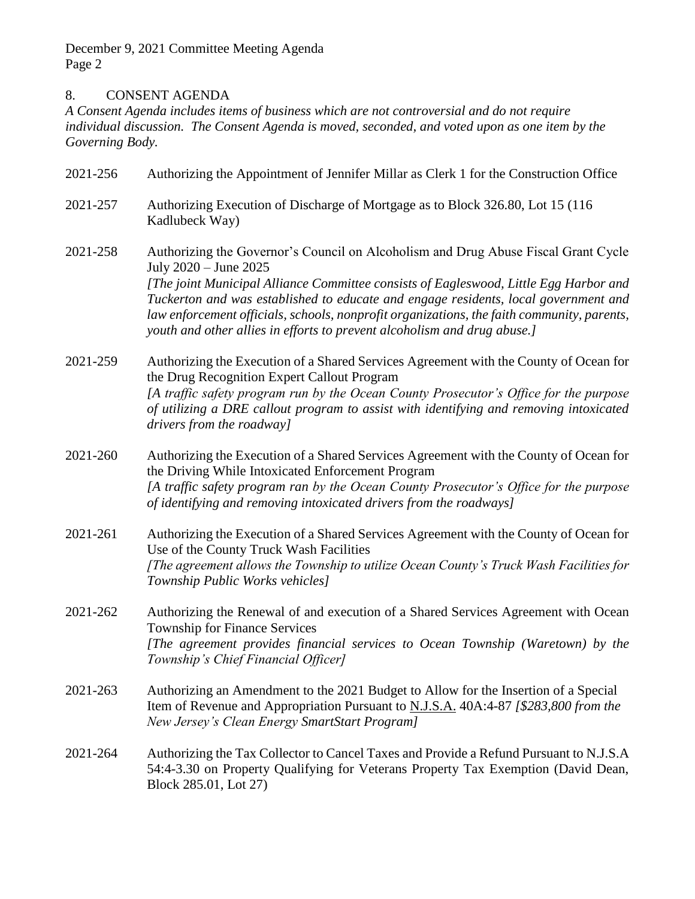## 8. CONSENT AGENDA

*A Consent Agenda includes items of business which are not controversial and do not require individual discussion. The Consent Agenda is moved, seconded, and voted upon as one item by the Governing Body.*

2021-256 Authorizing the Appointment of Jennifer Millar as Clerk 1 for the Construction Office

2021-257 Authorizing Execution of Discharge of Mortgage as to Block 326.80, Lot 15 (116 Kadlubeck Way)

2021-258 Authorizing the Governor's Council on Alcoholism and Drug Abuse Fiscal Grant Cycle July 2020 – June 2025
*[The joint Municipal Alliance Committee consists of Eagleswood, Little Egg Harbor and Tuckerton and was established to educate and engage residents, local government and law enforcement officials, schools, nonprofit organizations, the faith community, parents, youth and other allies in efforts to prevent alcoholism and drug abuse.]*

2021-259 Authorizing the Execution of a Shared Services Agreement with the County of Ocean for the Drug Recognition Expert Callout Program
*[A traffic safety program run by the Ocean County Prosecutor's Office for the purpose of utilizing a DRE callout program to assist with identifying and removing intoxicated drivers from the roadway]*

2021-260 Authorizing the Execution of a Shared Services Agreement with the County of Ocean for the Driving While Intoxicated Enforcement Program
*[A traffic safety program ran by the Ocean County Prosecutor's Office for the purpose of identifying and removing intoxicated drivers from the roadways]*

2021-261 Authorizing the Execution of a Shared Services Agreement with the County of Ocean for Use of the County Truck Wash Facilities
*[The agreement allows the Township to utilize Ocean County's Truck Wash Facilities for Township Public Works vehicles]*

2021-262 Authorizing the Renewal of and execution of a Shared Services Agreement with Ocean Township for Finance Services
*[The agreement provides financial services to Ocean Township (Waretown) by the Township's Chief Financial Officer]*

2021-263 Authorizing an Amendment to the 2021 Budget to Allow for the Insertion of a Special Item of Revenue and Appropriation Pursuant to N.J.S.A. 40A:4-87 *[$283,800 from the New Jersey's Clean Energy SmartStart Program]*

2021-264 Authorizing the Tax Collector to Cancel Taxes and Provide a Refund Pursuant to N.J.S.A 54:4-3.30 on Property Qualifying for Veterans Property Tax Exemption (David Dean, Block 285.01, Lot 27)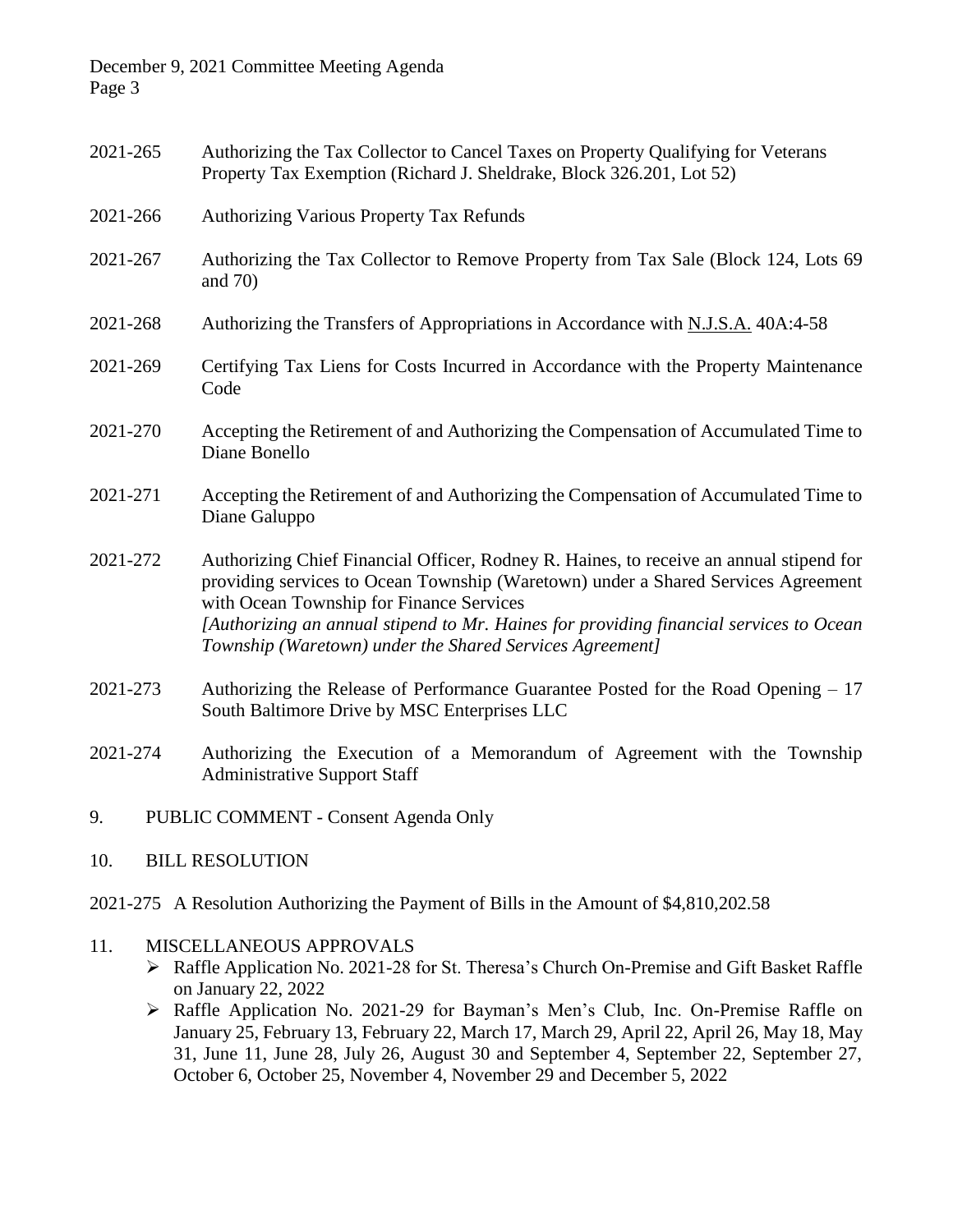2021-265 Authorizing the Tax Collector to Cancel Taxes on Property Qualifying for Veterans Property Tax Exemption (Richard J. Sheldrake, Block 326.201, Lot 52)

2021-266 Authorizing Various Property Tax Refunds

2021-267 Authorizing the Tax Collector to Remove Property from Tax Sale (Block 124, Lots 69 and 70)

2021-268 Authorizing the Transfers of Appropriations in Accordance with N.J.S.A. 40A:4-58

2021-269 Certifying Tax Liens for Costs Incurred in Accordance with the Property Maintenance Code

2021-270 Accepting the Retirement of and Authorizing the Compensation of Accumulated Time to Diane Bonello

2021-271 Accepting the Retirement of and Authorizing the Compensation of Accumulated Time to Diane Galuppo

2021-272 Authorizing Chief Financial Officer, Rodney R. Haines, to receive an annual stipend for providing services to Ocean Township (Waretown) under a Shared Services Agreement with Ocean Township for Finance Services
*[Authorizing an annual stipend to Mr. Haines for providing financial services to Ocean Township (Waretown) under the Shared Services Agreement]*

2021-273 Authorizing the Release of Performance Guarantee Posted for the Road Opening – 17 South Baltimore Drive by MSC Enterprises LLC

2021-274 Authorizing the Execution of a Memorandum of Agreement with the Township Administrative Support Staff

9. PUBLIC COMMENT - Consent Agenda Only

10. BILL RESOLUTION

2021-275 A Resolution Authorizing the Payment of Bills in the Amount of $4,810,202.58

11. MISCELLANEOUS APPROVALS

- Raffle Application No. 2021-28 for St. Theresa's Church On-Premise and Gift Basket Raffle on January 22, 2022
- Raffle Application No. 2021-29 for Bayman's Men's Club, Inc. On-Premise Raffle on January 25, February 13, February 22, March 17, March 29, April 22, April 26, May 18, May 31, June 11, June 28, July 26, August 30 and September 4, September 22, September 27, October 6, October 25, November 4, November 29 and December 5, 2022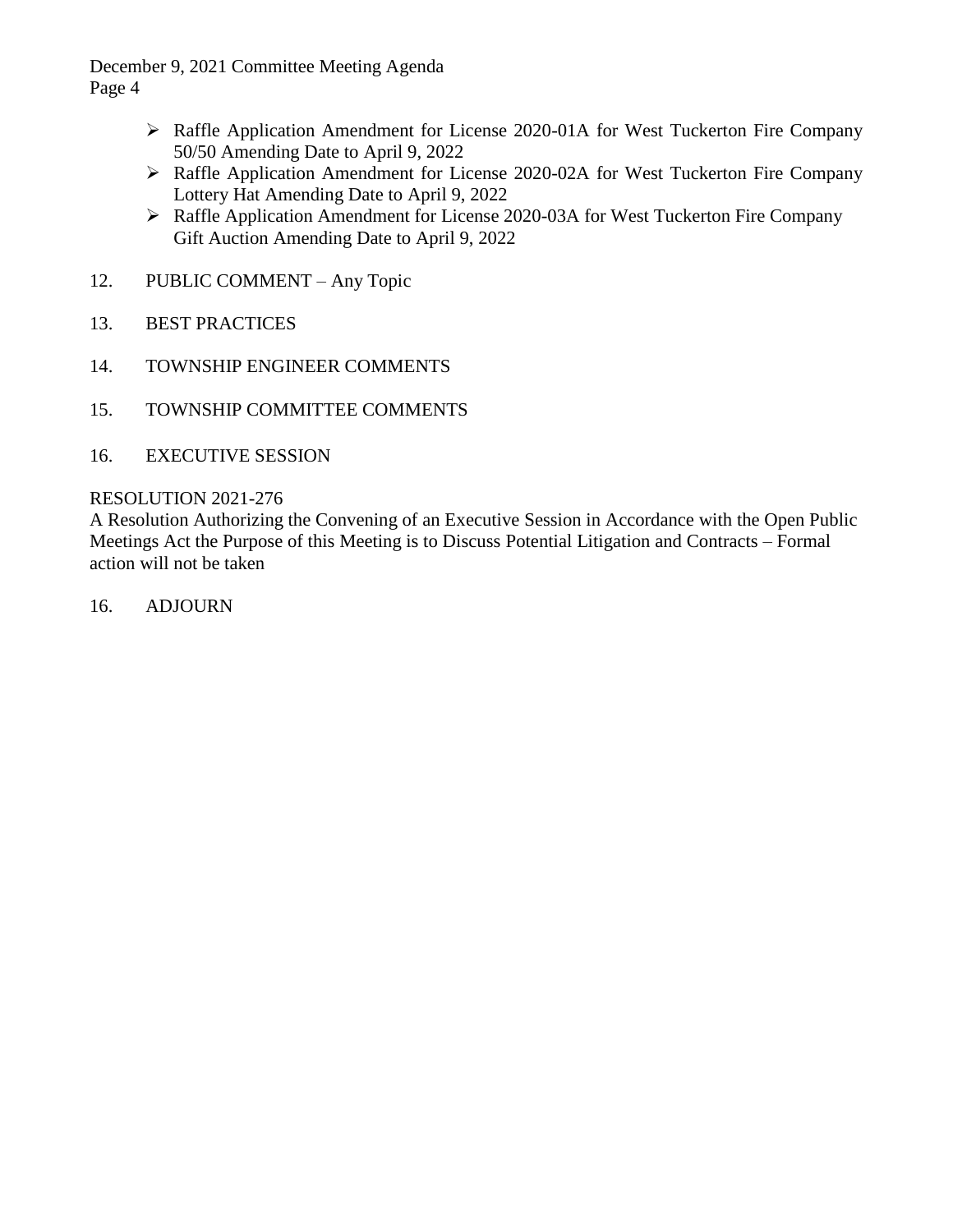- Raffle Application Amendment for License 2020-01A for West Tuckerton Fire Company 50/50 Amending Date to April 9, 2022
- Raffle Application Amendment for License 2020-02A for West Tuckerton Fire Company Lottery Hat Amending Date to April 9, 2022
- Raffle Application Amendment for License 2020-03A for West Tuckerton Fire Company Gift Auction Amending Date to April 9, 2022

12. PUBLIC COMMENT – Any Topic

13. BEST PRACTICES

14. TOWNSHIP ENGINEER COMMENTS

15. TOWNSHIP COMMITTEE COMMENTS

16. EXECUTIVE SESSION

RESOLUTION 2021-276
A Resolution Authorizing the Convening of an Executive Session in Accordance with the Open Public Meetings Act the Purpose of this Meeting is to Discuss Potential Litigation and Contracts – Formal action will not be taken

16. ADJOURN